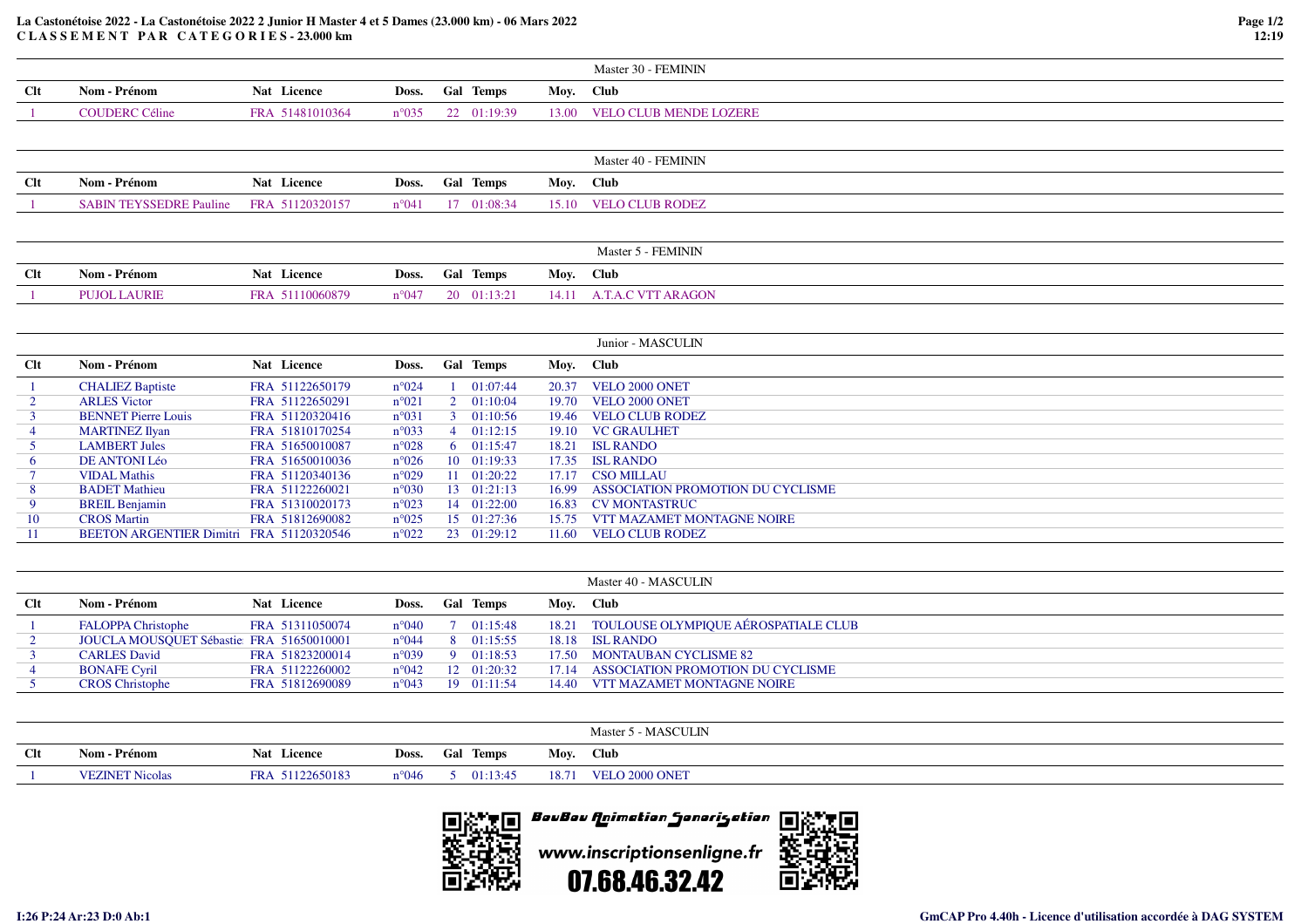**La Castonétoise 2022 - La Castonétoise 2022 2 Junior H Master 4 et 5 Dames (23.000 km) - 06 Mars 2022**
**C L A S S E M E N T P A R C A T E G O R I E S - 23.000 km**

### Master 30 - FEMININ

| Clt | Nom - Prénom | Nat | Licence | Doss. | Gal | Temps | Moy. | Club |
|---|---|---|---|---|---|---|---|---|
| 1 | COUDERC Céline | FRA | 51481010364 | n°035 | 22 | 01:19:39 | 13.00 | VELO CLUB MENDE LOZERE |

### Master 40 - FEMININ

| Clt | Nom - Prénom | Nat | Licence | Doss. | Gal | Temps | Moy. | Club |
|---|---|---|---|---|---|---|---|---|
| 1 | SABIN TEYSSEDRE Pauline | FRA | 51120320157 | n°041 | 17 | 01:08:34 | 15.10 | VELO CLUB RODEZ |

### Master 5 - FEMININ

| Clt | Nom - Prénom | Nat | Licence | Doss. | Gal | Temps | Moy. | Club |
|---|---|---|---|---|---|---|---|---|
| 1 | PUJOL LAURIE | FRA | 51110060879 | n°047 | 20 | 01:13:21 | 14.11 | A.T.A.C VTT ARAGON |

### Junior - MASCULIN

| Clt | Nom - Prénom | Nat | Licence | Doss. | Gal | Temps | Moy. | Club |
|---|---|---|---|---|---|---|---|---|
| 1 | CHALIEZ Baptiste | FRA | 51122650179 | n°024 | 1 | 01:07:44 | 20.37 | VELO 2000 ONET |
| 2 | ARLES Victor | FRA | 51122650291 | n°021 | 2 | 01:10:04 | 19.70 | VELO 2000 ONET |
| 3 | BENNET Pierre Louis | FRA | 51120320416 | n°031 | 3 | 01:10:56 | 19.46 | VELO CLUB RODEZ |
| 4 | MARTINEZ Ilyan | FRA | 51810170254 | n°033 | 4 | 01:12:15 | 19.10 | VC GRAULHET |
| 5 | LAMBERT Jules | FRA | 51650010087 | n°028 | 6 | 01:15:47 | 18.21 | ISL RANDO |
| 6 | DE ANTONI Léo | FRA | 51650010036 | n°026 | 10 | 01:19:33 | 17.35 | ISL RANDO |
| 7 | VIDAL Mathis | FRA | 51120340136 | n°029 | 11 | 01:20:22 | 17.17 | CSO MILLAU |
| 8 | BADET Mathieu | FRA | 51122260021 | n°030 | 13 | 01:21:13 | 16.99 | ASSOCIATION PROMOTION DU CYCLISME |
| 9 | BREIL Benjamin | FRA | 51310020173 | n°023 | 14 | 01:22:00 | 16.83 | CV MONTASTRUC |
| 10 | CROS Martin | FRA | 51812690082 | n°025 | 15 | 01:27:36 | 15.75 | VTT MAZAMET MONTAGNE NOIRE |
| 11 | BEETON ARGENTIER Dimitri | FRA | 51120320546 | n°022 | 23 | 01:29:12 | 11.60 | VELO CLUB RODEZ |

### Master 40 - MASCULIN

| Clt | Nom - Prénom | Nat | Licence | Doss. | Gal | Temps | Moy. | Club |
|---|---|---|---|---|---|---|---|---|
| 1 | FALOPPA Christophe | FRA | 51311050074 | n°040 | 7 | 01:15:48 | 18.21 | TOULOUSE OLYMPIQUE AÉROSPATIALE CLUB |
| 2 | JOUCLA MOUSQUET Sébastie | FRA | 51650010001 | n°044 | 8 | 01:15:55 | 18.18 | ISL RANDO |
| 3 | CARLES David | FRA | 51823200014 | n°039 | 9 | 01:18:53 | 17.50 | MONTAUBAN CYCLISME 82 |
| 4 | BONAFE Cyril | FRA | 51122260002 | n°042 | 12 | 01:20:32 | 17.14 | ASSOCIATION PROMOTION DU CYCLISME |
| 5 | CROS Christophe | FRA | 51812690089 | n°043 | 19 | 01:11:54 | 14.40 | VTT MAZAMET MONTAGNE NOIRE |

### Master 5 - MASCULIN

| Clt | Nom - Prénom | Nat | Licence | Doss. | Gal | Temps | Moy. | Club |
|---|---|---|---|---|---|---|---|---|
| 1 | VEZINET Nicolas | FRA | 51122650183 | n°046 | 5 | 01:13:45 | 18.71 | VELO 2000 ONET |

BouBou Animation Sonorisation
www.inscriptionsenligne.fr
07.68.46.32.42

I:26 P:24 Ar:23 D:0 Ab:1

GmCAP Pro 4.40h - Licence d'utilisation accordée à DAG SYSTEM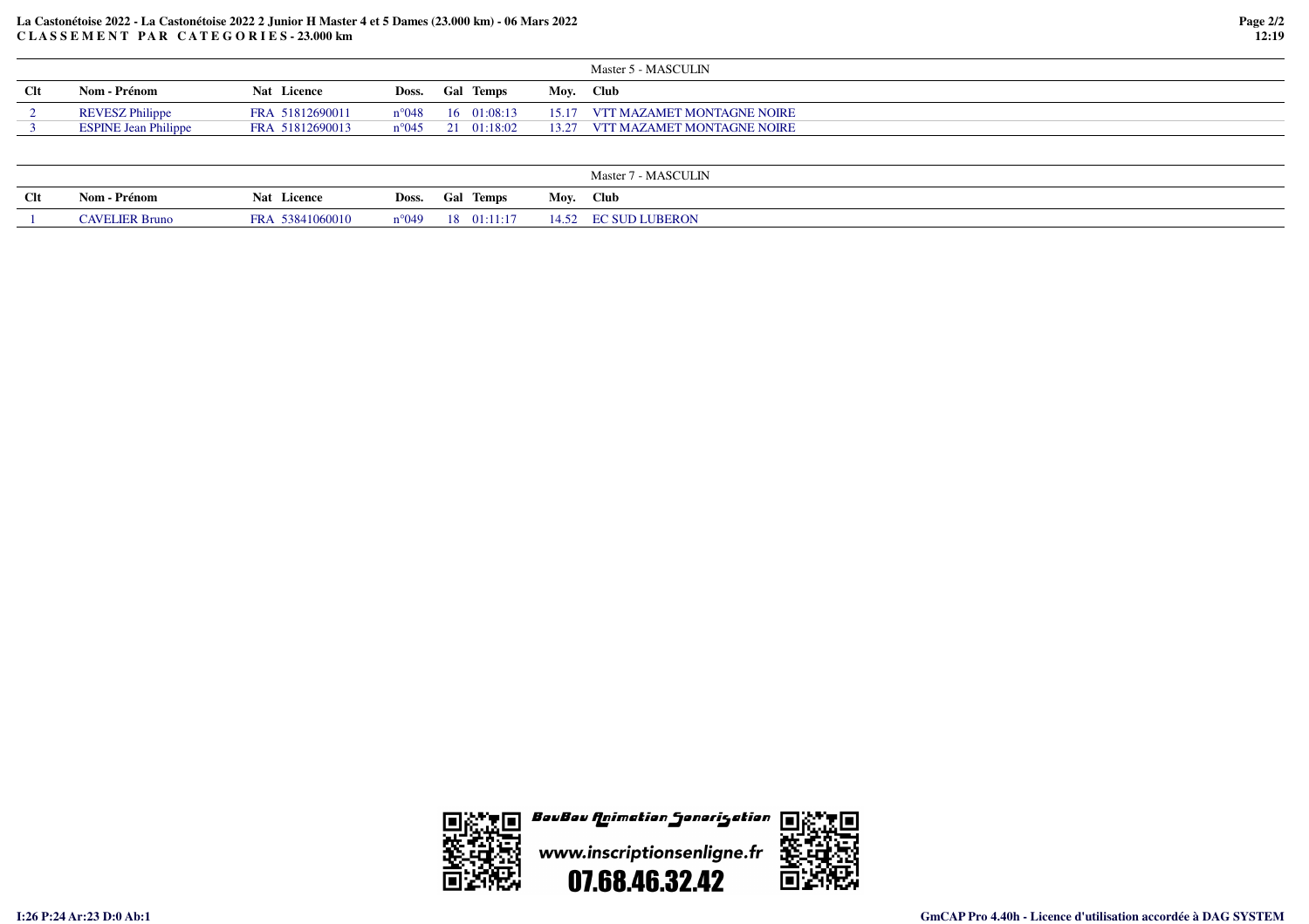## Master 5 - MASCULIN

| Clt | Nom - Prénom | Nat | Licence | Doss. | Gal | Temps | Moy. | Club |
|---|---|---|---|---|---|---|---|---|
| 2 | REVESZ Philippe | FRA | 51812690011 | n°048 | 16 | 01:08:13 | 15.17 | VTT MAZAMET MONTAGNE NOIRE |
| 3 | ESPINE Jean Philippe | FRA | 51812690013 | n°045 | 21 | 01:18:02 | 13.27 | VTT MAZAMET MONTAGNE NOIRE |

## Master 7 - MASCULIN

| Clt | Nom - Prénom | Nat | Licence | Doss. | Gal | Temps | Moy. | Club |
|---|---|---|---|---|---|---|---|---|
| 1 | CAVELIER Bruno | FRA | 53841060010 | n°049 | 18 | 01:11:17 | 14.52 | EC SUD LUBERON |

BouBou Animation Sonorisation

www.inscriptionsenligne.fr

07.68.46.32.42